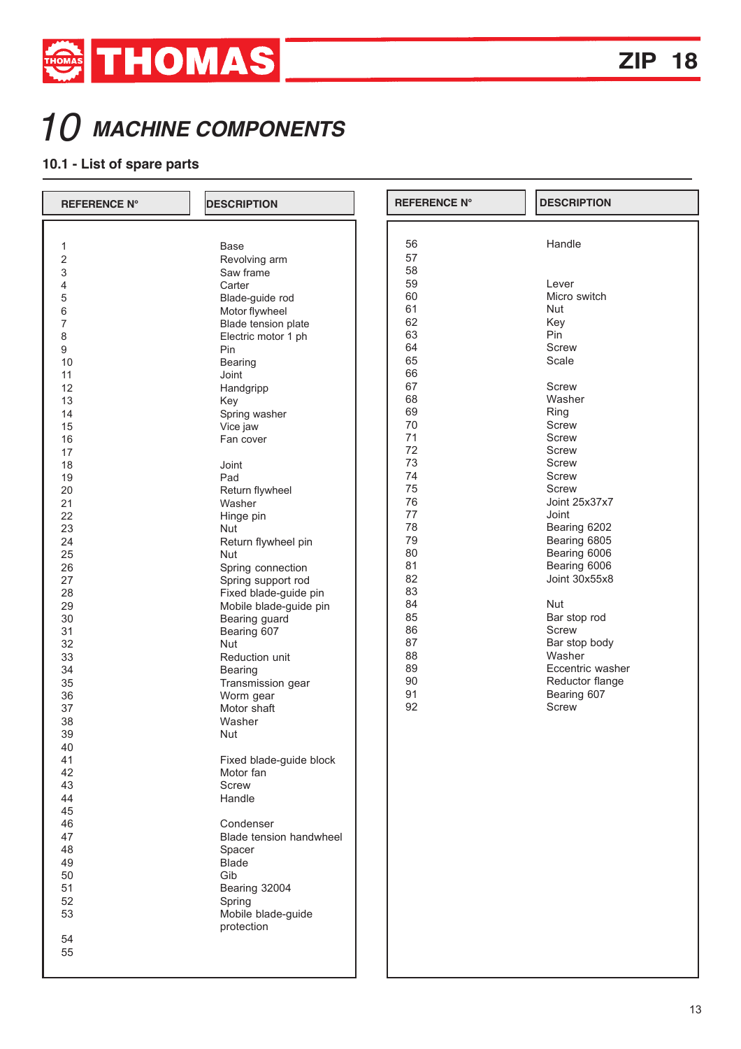# 10 MACHINE COMPONENTS

## 10.1 - List of spare parts

| REFERENCE N° | DESCRIPTION |
|---|---|
| 1 | Base |
| 2 | Revolving arm |
| 3 | Saw frame |
| 4 | Carter |
| 5 | Blade-guide rod |
| 6 | Motor flywheel |
| 7 | Blade tension plate |
| 8 | Electric motor 1 ph |
| 9 | Pin |
| 10 | Bearing |
| 11 | Joint |
| 12 | Handgripp |
| 13 | Key |
| 14 | Spring washer |
| 15 | Vice jaw |
| 16 | Fan cover |
| 17 | |
| 18 | Joint |
| 19 | Pad |
| 20 | Return flywheel |
| 21 | Washer |
| 22 | Hinge pin |
| 23 | Nut |
| 24 | Return flywheel pin |
| 25 | Nut |
| 26 | Spring connection |
| 27 | Spring support rod |
| 28 | Fixed blade-guide pin |
| 29 | Mobile blade-guide pin |
| 30 | Bearing guard |
| 31 | Bearing 607 |
| 32 | Nut |
| 33 | Reduction unit |
| 34 | Bearing |
| 35 | Transmission gear |
| 36 | Worm gear |
| 37 | Motor shaft |
| 38 | Washer |
| 39 | Nut |
| 40 | |
| 41 | Fixed blade-guide block |
| 42 | Motor fan |
| 43 | Screw |
| 44 | Handle |
| 45 | |
| 46 | Condenser |
| 47 | Blade tension handwheel |
| 48 | Spacer |
| 49 | Blade |
| 50 | Gib |
| 51 | Bearing 32004 |
| 52 | Spring |
| 53 | Mobile blade-guide protection |
| 54 | |
| 55 | |
| 56 | Handle |
| 57 | |
| 58 | |
| 59 | Lever |
| 60 | Micro switch |
| 61 | Nut |
| 62 | Key |
| 63 | Pin |
| 64 | Screw |
| 65 | Scale |
| 66 | |
| 67 | Screw |
| 68 | Washer |
| 69 | Ring |
| 70 | Screw |
| 71 | Screw |
| 72 | Screw |
| 73 | Screw |
| 74 | Screw |
| 75 | Screw |
| 76 | Joint 25x37x7 |
| 77 | Joint |
| 78 | Bearing 6202 |
| 79 | Bearing 6805 |
| 80 | Bearing 6006 |
| 81 | Bearing 6006 |
| 82 | Joint 30x55x8 |
| 83 | |
| 84 | Nut |
| 85 | Bar stop rod |
| 86 | Screw |
| 87 | Bar stop body |
| 88 | Washer |
| 89 | Eccentric washer |
| 90 | Reductor flange |
| 91 | Bearing 607 |
| 92 | Screw |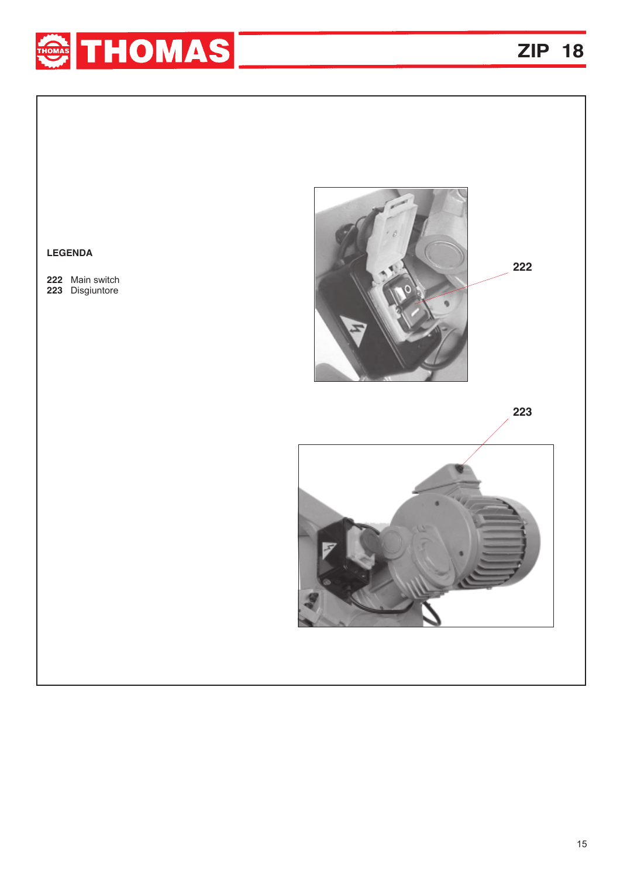**LEGENDA**

**222** Main switch
**223** Disgiuntore

222

223